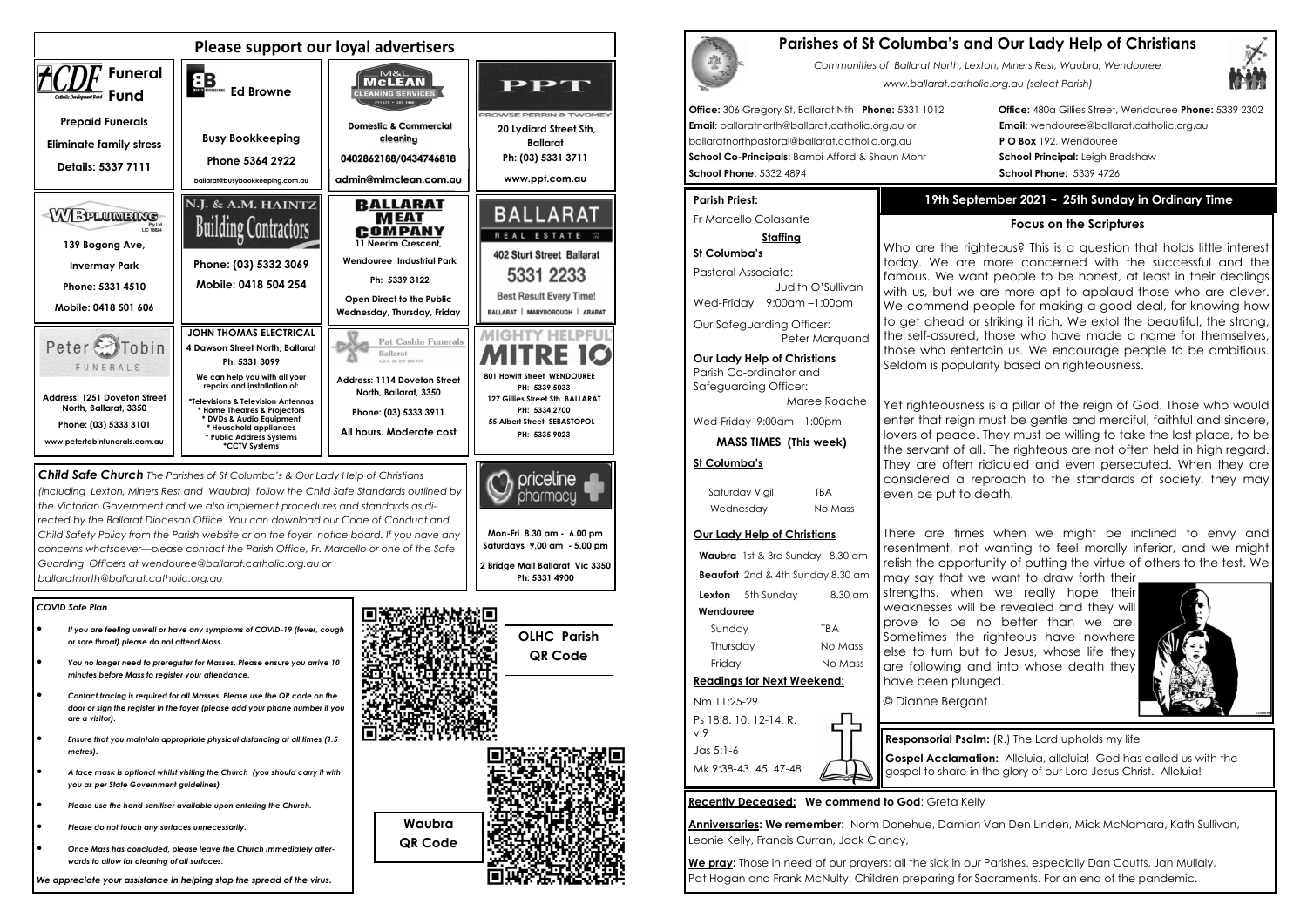# Please support our loyal advertisers

**CDF Funeral Fund** (Catholic Development Fund)

Prepaid Funerals

Eliminate family stress

Details: 5337 7111

**Ed Browne**

Busy Bookkeeping

Phone 5364 2922

ballarat@busybookkeeping.com.au

**M&L McLEAN CLEANING SERVICES**

Domestic & Commercial cleaning

0402862188/0434746818

admin@mlmclean.com.au

**PPT**

PROWSE PERRIN & TWOMEY

20 Lydiard Street Sth, Ballarat

Ph: (03) 5331 3711

www.ppt.com.au

**WB PLUMBING** Pty Ltd LIC 18824

139 Bogong Ave,

Invermay Park

Phone: 5331 4510

Mobile: 0418 501 606

**N.J. & A.M. HAINTZ Building Contractors**

Phone: (03) 5332 3069

Mobile: 0418 504 254

**BALLARAT MEAT COMPANY**

11 Neerim Crescent,

Wendouree Industrial Park

Ph: 5339 3122

Open Direct to the Public Wednesday, Thursday, Friday

**BALLARAT REAL ESTATE**

402 Sturt Street Ballarat

5331 2233

Best Result Every Time!

BALLARAT | MARYBOROUGH | ARARAT

**Peter Tobin FUNERALS**

Address: 1251 Doveton Street North, Ballarat, 3350

Phone: (03) 5333 3101

www.petertobinfunerals.com.au

**JOHN THOMAS ELECTRICAL**

4 Dawson Street North, Ballarat

Ph: 5331 3099

We can help you with all your repairs and installation of:

- *Televisions & Television Antennas
- * Home Theatres & Projectors
- * DVDs & Audio Equipment
- * Household appliances
- * Public Address Systems
- *CCTV Systems

**Pat Cashin Funerals** Ballarat

Address: 1114 Doveton Street North, Ballarat, 3350

Phone: (03) 5333 3911

All hours. Moderate cost

**MIGHTY HELPFUL MITRE 10**

801 Howitt Street WENDOUREE PH: 5339 5033

127 Gillies Street Sth BALLARAT PH: 5334 2700

55 Albert Street SEBASTOPOL PH: 5335 9023

***Child Safe Church*** *The Parishes of St Columba's & Our Lady Help of Christians (including Lexton, Miners Rest and Waubra) follow the Child Safe Standards outlined by the Victorian Government and we also implement procedures and standards as directed by the Ballarat Diocesan Office. You can download our Code of Conduct and Child Safety Policy from the Parish website or on the foyer notice board. If you have any concerns whatsoever—please contact the Parish Office, Fr. Marcello or one of the Safe Guarding Officers at wendouree@ballarat.catholic.org.au or ballaratnorth@ballarat.catholic.org.au*

**priceline pharmacy**

Mon-Fri 8.30 am - 6.00 pm

Saturdays 9.00 am - 5.00 pm

2 Bridge Mall Ballarat Vic 3350

Ph: 5331 4900

### *COVID Safe Plan*

- *If you are feeling unwell or have any symptoms of COVID-19 (fever, cough or sore throat) please do not attend Mass.*
- *You no longer need to preregister for Masses. Please ensure you arrive 10 minutes before Mass to register your attendance.*
- *Contact tracing is required for all Masses. Please use the QR code on the door or sign the register in the foyer (please add your phone number if you are a visitor).*
- *Ensure that you maintain appropriate physical distancing at all times (1.5 metres).*
- *A face mask is optional whilst visiting the Church (you should carry it with you as per State Government guidelines)*
- *Please use the hand sanitiser available upon entering the Church.*
- *Please do not touch any surfaces unnecessarily.*
- *Once Mass has concluded, please leave the Church immediately afterwards to allow for cleaning of all surfaces.*

*We appreciate your assistance in helping stop the spread of the virus.*

**OLHC Parish QR Code**

**Waubra QR Code**

# Parishes of St Columba's and Our Lady Help of Christians

*Communities of Ballarat North, Lexton, Miners Rest, Waubra, Wendouree*

*www.ballarat.catholic.org.au (select Parish)*

**Office:** 306 Gregory St, Ballarat Nth **Phone:** 5331 1012
**Email**: ballaratnorth@ballarat.catholic.org.au or ballaratnorthpastoral@ballarat.catholic.org.au
**School Co-Principals:** Bambi Afford & Shaun Mohr
**School Phone:** 5332 4894

**Office:** 480a Gillies Street, Wendouree **Phone:** 5339 2302
**Email:** wendouree@ballarat.catholic.org.au
**P O Box** 192, Wendouree
**School Principal:** Leigh Bradshaw
**School Phone:** 5339 4726

**Parish Priest:**

Fr Marcello Colasante

**Staffing**

**St Columba's**

Pastoral Associate: Judith O'Sullivan

Wed-Friday 9:00am –1:00pm

Our Safeguarding Officer: Peter Marquand

**Our Lady Help of Christians**

Parish Co-ordinator and Safeguarding Officer: Maree Roache

Wed-Friday 9:00am—1:00pm

**MASS TIMES (This week)**

**St Columba's**

| | |
|---|---|
| Saturday Vigil | TBA |
| Wednesday | No Mass |

**Our Lady Help of Christians**

| | | |
|---|---|---|
| **Waubra** | 1st & 3rd Sunday | 8.30 am |
| **Beaufort** | 2nd & 4th Sunday | 8.30 am |
| **Lexton** | 5th Sunday | 8.30 am |

**Wendouree**

| | |
|---|---|
| Sunday | TBA |
| Thursday | No Mass |
| Friday | No Mass |

**Readings for Next Weekend:**

Nm 11:25-29

Ps 18:8. 10. 12-14. R. v.9

Jas 5:1-6

Mk 9:38-43. 45. 47-48

## 19th September 2021 ~ 25th Sunday in Ordinary Time

### Focus on the Scriptures

Who are the righteous? This is a question that holds little interest today. We are more concerned with the successful and the famous. We want people to be honest, at least in their dealings with us, but we are more apt to applaud those who are clever. We commend people for making a good deal, for knowing how to get ahead or striking it rich. We extol the beautiful, the strong, the self-assured, those who have made a name for themselves, those who entertain us. We encourage people to be ambitious. Seldom is popularity based on righteousness.

Yet righteousness is a pillar of the reign of God. Those who would enter that reign must be gentle and merciful, faithful and sincere, lovers of peace. They must be willing to take the last place, to be the servant of all. The righteous are not often held in high regard. They are often ridiculed and even persecuted. When they are considered a reproach to the standards of society, they may even be put to death.

There are times when we might be inclined to envy and resentment, not wanting to feel morally inferior, and we might relish the opportunity of putting the virtue of others to the test. We may say that we want to draw forth their strengths, when we really hope their weaknesses will be revealed and they will prove to be no better than we are. Sometimes the righteous have nowhere else to turn but to Jesus, whose life they are following and into whose death they have been plunged.

© Dianne Bergant

**Responsorial Psalm:** (R.) The Lord upholds my life

**Gospel Acclamation:** Alleluia, alleluia! God has called us with the gospel to share in the glory of our Lord Jesus Christ. Alleluia!

**Recently Deceased: We commend to God**: Greta Kelly

**Anniversaries: We remember:** Norm Donehue, Damian Van Den Linden, Mick McNamara, Kath Sullivan, Leonie Kelly, Francis Curran, Jack Clancy,

**We pray:** Those in need of our prayers; all the sick in our Parishes, especially Dan Coutts, Jan Mullaly, Pat Hogan and Frank McNulty. Children preparing for Sacraments. For an end of the pandemic.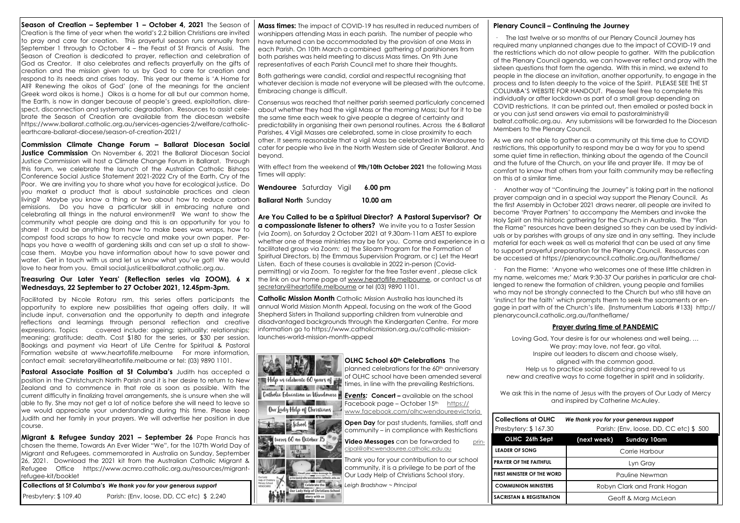**Season of Creation – September 1 – October 4, 2021** The Season of Creation is the time of year when the world's 2.2 billion Christians are invited to pray and care for creation. This prayerful season runs annually from September 1 through to October 4 – the Feast of St Francis of Assisi. The Season of Creation is dedicated to prayer, reflection and celebration of God as Creator. It also celebrates and reflects prayerfully on the gifts of creation and the mission given to us by God to care for creation and respond to its needs and crises today. This year our theme is 'A Home for All? Renewing the oikos of God' (one of the meanings for the ancient Greek word oikos is home.) Oikos is a home for all but our common home, the Earth, is now in danger because of people's greed, exploitation, disrespect, disconnection and systematic degradation. Resources to assist celebrate the Season of Creation are available from the diocesan website https://www.ballarat.catholic.org.au/services-agencies-2/welfare/catholic-earthcare-ballarat-diocese/season-of-creation-2021/

**Commission Climate Change Forum – Ballarat Diocesan Social Justice Commission** On November 6, 2021 the Ballarat Diocesan Social Justice Commission will host a Climate Change Forum in Ballarat. Through this forum, we celebrate the launch of the Australian Catholic Bishops Conference Social Justice Statement 2021-2022 Cry of the Earth, Cry of the Poor. We are inviting you to share what you have for ecological justice. Do you market a product that is about sustainable practices and clean living? Maybe you know a thing or two about how to reduce carbon emissions. Do you have a particular skill in embracing nature and celebrating all things in the natural environment? We want to show the community what people are doing and this is an opportunity for you to share! It could be anything from how to make bees wax wraps, how to compost food scraps to how to recycle and make your own paper. Perhaps you have a wealth of gardening skills and can set up a stall to showcase them. Maybe you have information about how to save power and water. Get in touch with us and let us know what you've got! We would love to hear from you. Email social.justice@ballarat.catholic.org.au.

**Treasuring Our Later Years' (Reflection series via ZOOM), 6 x Wednesdays, 22 September to 27 October 2021, 12.45pm-3pm.**

Facilitated by Nicole Rotaru rsm, this series offers participants the opportunity to explore new possibilities that ageing offers daily. It will include input, conversation and the opportunity to depth and integrate reflections and learnings through personal reflection and creative expressions. Topics covered include: ageing; spirituality; relationships; meaning; gratitude; death. Cost $180 for the series, or $30 per session. Bookings and payment via Heart of Life Centre for Spiritual & Pastoral Formation website at www.heartoflife.melbourne For more information, contact email: secretary@heartoflife.melbourne or tel: (03) 9890 1101.

**Pastoral Associate Position at St Columba's** Judith has accepted a position in the Christchurch North Parish and it is her desire to return to New Zealand and to commence in that role as soon as possible. With the current difficulty in finalizing travel arrangements, she is unsure when she will able to fly. She may not get a lot of notice before she will need to leave so we would appreciate your understanding during this time. Please keep Judith and her family in your prayers. We will advertise her position in due course.

**Migrant & Refugee Sunday 2021 – September 26** Pope Francis has chosen the theme, Towards An Ever Wider "We", for the 107th World Day of Migrant and Refugees, commemorated in Australia on Sunday, September 26, 2021. Download the 2021 kit from the Australian Catholic Migrant & Refugee Office https://www.acmro.catholic.org.au/resources/migrant-refugee-kit/booklet

| **Collections at St Columba's** *We thank you for your generous support* | |
|---|---|
| Presbytery: $ 109.40 | Parish: (Env, loose, DD, CC etc) $ 2,240 |

**Mass times:** The impact of COVID-19 has resulted in reduced numbers of worshippers attending Mass in each parish. The number of people who have returned can be accommodated by the provision of one Mass in each Parish. On 10th March a combined gathering of parishioners from both parishes was held meeting to discuss Mass times. On 9th June representatives of each Parish Council met to share their thoughts.

Both gatherings were candid, cordial and respectful recognising that whatever decision is made not everyone will be pleased with the outcome. Embracing change is difficult.

Consensus was reached that neither parish seemed particularly concerned about whether they had the vigil Mass or the morning Mass; but for it to be the same time each week to give people a degree of certainty and predictability in organising their own personal routines. Across the 6 Ballarat Parishes, 4 Vigil Masses are celebrated, some in close proximity to each other. It seems reasonable that a vigil Mass be celebrated in Wendouree to cater for people who live in the North Western side of Greater Ballarat. And beyond.

With effect from the weekend of **9th/10th October 2021** the following Mass Times will apply:

**Wendouree** Saturday Vigil **6.00 pm**

**Ballarat North** Sunday **10.00 am**

**Are You Called to be a Spiritual Director? A Pastoral Supervisor? Or a compassionate listener to others?** We invite you to a Taster Session (via Zoom), on Saturday 2 October 2021 at 9.30am-11am AEST to explore whether one of these ministries may be for you. Come and experience in a facilitated group via Zoom: a) the Siloam Program for the Formation of Spiritual Directors, b) the Emmaus Supervision Program, or c) Let the Heart Listen. Each of these courses is available in 2022 in-person (Covid-permitting) or via Zoom. To register for the free Taster event , please click the link on our home page at www.heartoflife.melbourne, or contact us at secretary@heartoflife.melbourne or tel (03) 9890 1101.

**Catholic Mission Month** Catholic Mission Australia has launched its annual World Mission Month Appeal, focusing on the work of the Good Shepherd Sisters in Thailand supporting children from vulnerable and disadvantaged backgrounds through the Kindergarten Centre. For more information go to https://www.catholicmission.org.au/catholic-mission-launches-world-mission-month-appeal

**OLHC School 60th Celebrations** The planned celebrations for the 60th anniversary of OLHC school have been amended several times, in line with the prevailing Restrictions.

***Events:*** **Concert –** available on the school Facebook page – October 15th https://www.facebook.com/olhcwendoureevictoria

**Open Day** for past students, families, staff and community – in compliance with Restrictions

**Video Messages** can be forwarded to principal@olhcwendouree.catholic.edu.au

Thank you for your contribution to our school community, it is a privilege to be part of the Our Lady Help of Christians School story.

*Leigh Bradshaw ~ Principal*

**Plenary Council – Continuing the Journey**

· The last twelve or so months of our Plenary Council Journey has required many unplanned changes due to the impact of COVID-19 and the restrictions which do not allow people to gather. With the publication of the Plenary Council agenda, we can however reflect and pray with the sixteen questions that form the agenda. With this in mind, we extend to people in the diocese an invitation, another opportunity, to engage in the process and to listen deeply to the voice of the Spirit. PLEASE SEE THE ST COLUMBA'S WEBSITE FOR HANDOUT. Please feel free to complete this individually or after lockdown as part of a small group depending on COVID restrictions. It can be printed out, then emailed or posted back in or you can just send answers via email to pastoralministry@ballrat.catholic.org.au. Any submissions will be forwarded to the Diocesan Members to the Plenary Council.

As we are not able to gather as a community at this time due to COVID restrictions, this opportunity to respond may be a way for you to spend some quiet time in reflection, thinking about the agenda of the Council and the future of the Church, on your life and prayer life. It may be of comfort to know that others from your faith community may be reflecting on this at a similar time.

· Another way of "Continuing the Journey" is taking part in the national prayer campaign and in a special way support the Plenary Council. As the first Assembly in October 2021 draws nearer, all people are invited to become 'Prayer Partners' to accompany the Members and invoke the Holy Spirit on this historic gathering for the Church in Australia. The "Fan the Flame" resources have been designed so they can be used by individuals or by parishes with groups of any size and in any setting. They include material for each week as well as material that can be used at any time to support prayerful preparation for the Plenary Council. Resources can be accessed at https://plenarycouncil.catholic.org.au/fantheflame/

· Fan the Flame: 'Anyone who welcomes one of these little children in my name, welcomes me;' Mark 9:30-37 Our parishes in particular are challenged to renew the formation of children, young people and families who may not be strongly connected to the Church but who still have an 'instinct for the faith' which prompts them to seek the sacraments or engage in part with of the Church's life. (Instrumentum Laboris #133) http://plenarycouncil.catholic.org.au/fantheflame/

**Prayer during time of PANDEMIC**

Loving God, Your desire is for our wholeness and well being. …
We pray: may love, not fear, go vital.
Inspire out leaders to discern and choose wisely,
aligned with the common good.
Help us to practice social distancing and reveal to us
new and creative ways to come together in spirit and in solidarity.

We ask this in the name of Jesus with the prayers of Our Lady of Mercy and inspired by Catherine McAuley.

| **Collections at OLHC** | *We thank you for your generous support* |
|---|---|
| Presbytery: $ 167.30 | Parish: (Env, loose, DD, CC etc) $ 500 |
| **OLHC 26th Sept** | **(next week) Sunday 10am** |
| **LEADER OF SONG** | Corrie Harbour |
| **PRAYER OF THE FAITHFUL** | Lyn Gray |
| **FIRST MINISTER OF THE WORD** | Pauline Newman |
| **COMMUNION MINISTERS** | Robyn Clark and Frank Hogan |
| **SACRISTAN & REGISTRATION** | Geoff & Marg McLean |